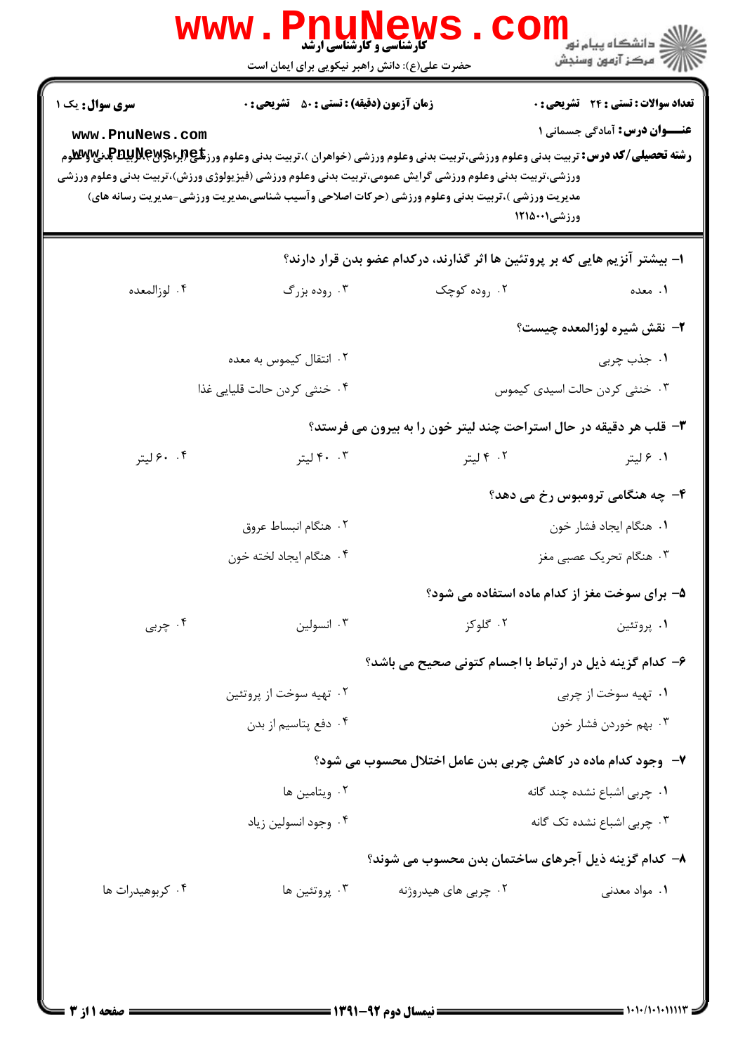**کارشناسی و کارشناسی ارشد**

حضرت علی(ع): دانش راهبر نیکویی برای ایمان است

**سری سوال:** یک ۱

**زمان آزمون (دقیقه) : تستی : ۵۰ تشریحی : ۰**

**تعداد سوالات : تستی : ۲۴ تشریحی : ۰**

**عنـــوان درس:** آمادگی جسمانی ۱

**رشته تحصیلی/کد درس:** تربیت بدنی وعلوم ورزشی،تربیت بدنی وعلوم ورزشی (خواهران )،تربیت بدنی وعلوم ورزشی (برادران )،تربیت بدنی وعلوم ورزشی،تربیت بدنی وعلوم ورزشی گرایش عمومی،تربیت بدنی وعلوم ورزشی (فیزیولوژی ورزش)،تربیت بدنی وعلوم ورزشی مدیریت ورزشی )،تربیت بدنی وعلوم ورزشی (حرکات اصلاحی وآسیب شناسی،مدیریت ورزشی-مدیریت رسانه های) ورزشی۱۲۱۵۰۰۱

۱- بیشتر آنزیم هایی که بر پروتئین ها اثر گذارند، درکدام عضو بدن قرار دارند؟

۱. معده
۲. روده کوچک
۳. روده بزرگ
۴. لوزالمعده

۲- نقش شیره لوزالمعده چیست؟

۱. جذب چربی
۲. انتقال کیموس به معده
۳. خنثی کردن حالت اسیدی کیموس
۴. خنثی کردن حالت قلیایی غذا

۳- قلب هر دقیقه در حال استراحت چند لیتر خون را به بیرون می فرستد؟

۱. ۶ لیتر
۲. ۴ لیتر
۳. ۴۰ لیتر
۴. ۶۰ لیتر

۴- چه هنگامی ترومبوس رخ می دهد؟

۱. هنگام ایجاد فشار خون
۲. هنگام انبساط عروق
۳. هنگام تحریک عصبی مغز
۴. هنگام ایجاد لخته خون

۵- برای سوخت مغز از کدام ماده استفاده می شود؟

۱. پروتئین
۲. گلوکز
۳. انسولین
۴. چربی

۶- کدام گزینه ذیل در ارتباط با اجسام کتونی صحیح می باشد؟

۱. تهیه سوخت از چربی
۲. تهیه سوخت از پروتئین
۳. بهم خوردن فشار خون
۴. دفع پتاسیم از بدن

۷- وجود کدام ماده در کاهش چربی بدن عامل اختلال محسوب می شود؟

۱. چربی اشباع نشده چند گانه
۲. ویتامین ها
۳. چربی اشباع نشده تک گانه
۴. وجود انسولین زیاد

۸- کدام گزینه ذیل آجرهای ساختمان بدن محسوب می شوند؟

۱. مواد معدنی
۲. چربی های هیدروژنه
۳. پروتئین ها
۴. کربوهیدرات ها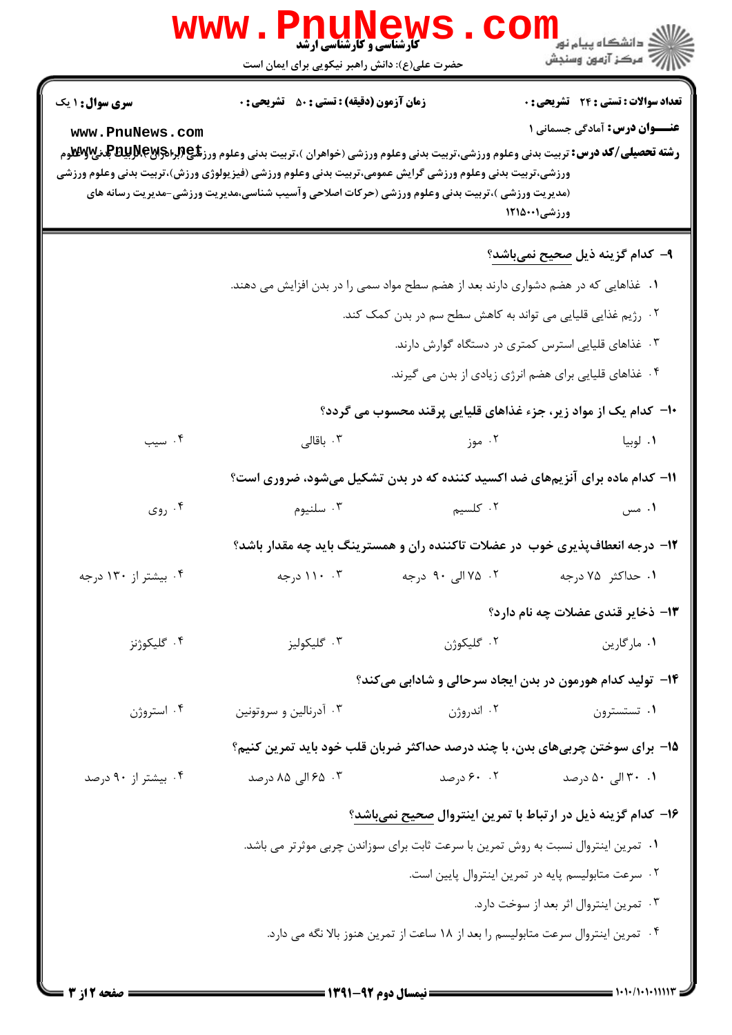۹- کدام گزینه ذیل صحیح نمی‌باشد؟

۱. غذاهایی که در هضم دشواری دارند بعد از هضم سطح مواد سمی را در بدن افزایش می دهند.

۲. رژیم غذایی قلیایی می تواند به کاهش سطح سم در بدن کمک کند.

۳. غذاهای قلیایی استرس کمتری در دستگاه گوارش دارند.

۴. غذاهای قلیایی برای هضم انرژی زیادی از بدن می گیرند.

۱۰- کدام یک از مواد زیر، جزء غذاهای قلیایی پرقند محسوب می گردد؟

۱. لوبیا
۲. موز
۳. باقالی
۴. سیب

۱۱- کدام ماده برای آنزیم‌های ضد اکسید کننده که در بدن تشکیل می‌شود، ضروری است؟

۱. مس
۲. کلسیم
۳. سلنیوم
۴. روی

۱۲- درجه انعطاف‌پذیری خوب در عضلات تاکننده ران و همسترینگ باید چه مقدار باشد؟

۱. حداکثر ۷۵ درجه
۲. ۷۵ الی ۹۰ درجه
۳. ۱۱۰ درجه
۴. بیشتر از ۱۳۰ درجه

۱۳- ذخایر قندی عضلات چه نام دارد؟

۱. مارگارین
۲. گلیکوژن
۳. گلیکولیز
۴. گلیکوژنز

۱۴- تولید کدام هورمون در بدن ایجاد سرحالی و شادابی می‌کند؟

۱. تستسترون
۲. اندروژن
۳. آدرنالین و سروتونین
۴. استروژن

۱۵- برای سوختن چربی‌های بدن، با چند درصد حداکثر ضربان قلب خود باید تمرین کنیم؟

۱. ۳۰ الی ۵۰ درصد
۲. ۶۰ درصد
۳. ۶۵ الی ۸۵ درصد
۴. بیشتر از ۹۰ درصد

۱۶- کدام گزینه ذیل در ارتباط با تمرین اینتروال صحیح نمی‌باشد؟

۱. تمرین اینتروال نسبت به روش تمرین با سرعت ثابت برای سوزاندن چربی موثرتر می باشد.

۲. سرعت متابولیسم پایه در تمرین اینتروال پایین است.

۳. تمرین اینتروال اثر بعد از سوخت دارد.

۴. تمرین اینتروال سرعت متابولیسم را بعد از ۱۸ ساعت از تمرین هنوز بالا نگه می دارد.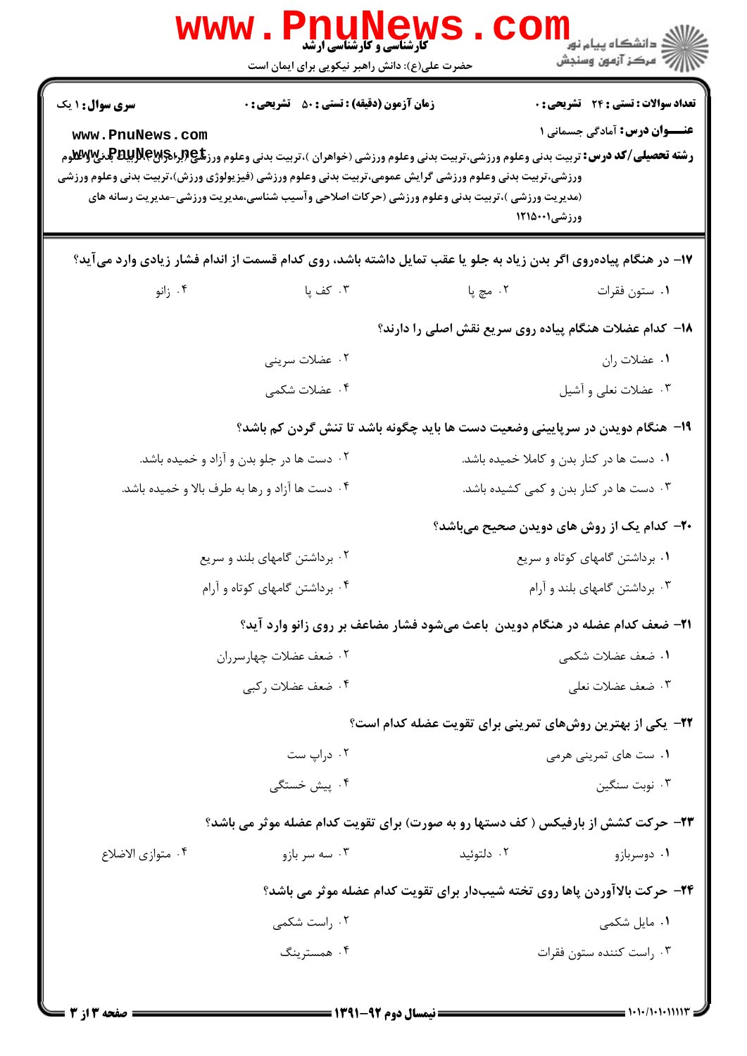**سری سوال:** ۱ یک

**زمان آزمون (دقیقه) : تستی : ۵۰ تشریحی : ۰**

**تعداد سوالات : تستی : ۲۴ تشریحی : ۰**

**عنـــوان درس:** آمادگی جسمانی ۱

**رشته تحصیلی/کد درس:** تربیت بدنی وعلوم ورزشی،تربیت بدنی وعلوم ورزشی (خواهران )،تربیت بدنی وعلوم ورزشی (برادران)،تربیت بدنی وعلوم ورزشی،تربیت بدنی وعلوم ورزشی گرایش عمومی،تربیت بدنی وعلوم ورزشی (فیزیولوژی ورزش)،تربیت بدنی وعلوم ورزشی (مدیریت ورزشی )،تربیت بدنی وعلوم ورزشی (حرکات اصلاحی وآسیب شناسی،مدیریت ورزشی-مدیریت رسانه های ورزشی۱۲۱۵۰۰۱

**۱۷- در هنگام پیاده‌روی اگر بدن زیاد به جلو یا عقب تمایل داشته باشد، روی کدام قسمت از اندام فشار زیادی وارد می‌آید؟**

۱. ستون فقرات
۲. مچ پا
۳. کف پا
۴. زانو

**۱۸- کدام عضلات هنگام پیاده روی سریع نقش اصلی را دارند؟**

۱. عضلات ران
۲. عضلات سرینی
۳. عضلات نعلی و آشیل
۴. عضلات شکمی

**۱۹- هنگام دویدن در سرپایینی وضعیت دست ها باید چگونه باشد تا تنش گردن کم باشد؟**

۱. دست ها در کنار بدن و کاملا خمیده باشد.
۲. دست ها در جلو بدن و آزاد و خمیده باشد.
۳. دست ها در کنار بدن و کمی کشیده باشد.
۴. دست ها آزاد و رها به طرف بالا و خمیده باشد.

**۲۰- کدام یک از روش های دویدن صحیح می‌باشد؟**

۱. برداشتن گامهای کوتاه و سریع
۲. برداشتن گامهای بلند و سریع
۳. برداشتن گامهای بلند و آرام
۴. برداشتن گامهای کوتاه و آرام

**۲۱- ضعف کدام عضله در هنگام دویدن باعث می‌شود فشار مضاعف بر روی زانو وارد آید؟**

۱. ضعف عضلات شکمی
۲. ضعف عضلات چهارسران
۳. ضعف عضلات نعلی
۴. ضعف عضلات رکبی

**۲۲- یکی از بهترین روش‌های تمرینی برای تقویت عضله کدام است؟**

۱. ست های تمرینی هرمی
۲. دراپ ست
۳. نوبت سنگین
۴. پیش خستگی

**۲۳- حرکت کشش از بارفیکس ( کف دستها رو به صورت) برای تقویت کدام عضله موثر می باشد؟**

۱. دوسربازو
۲. دلتوئید
۳. سه سر بازو
۴. متوازی الاضلاع

**۲۴- حرکت بالاآوردن پاها روی تخته شیب‌دار برای تقویت کدام عضله موثر می باشد؟**

۱. مایل شکمی
۲. راست شکمی
۳. راست کننده ستون فقرات
۴. همسترینگ